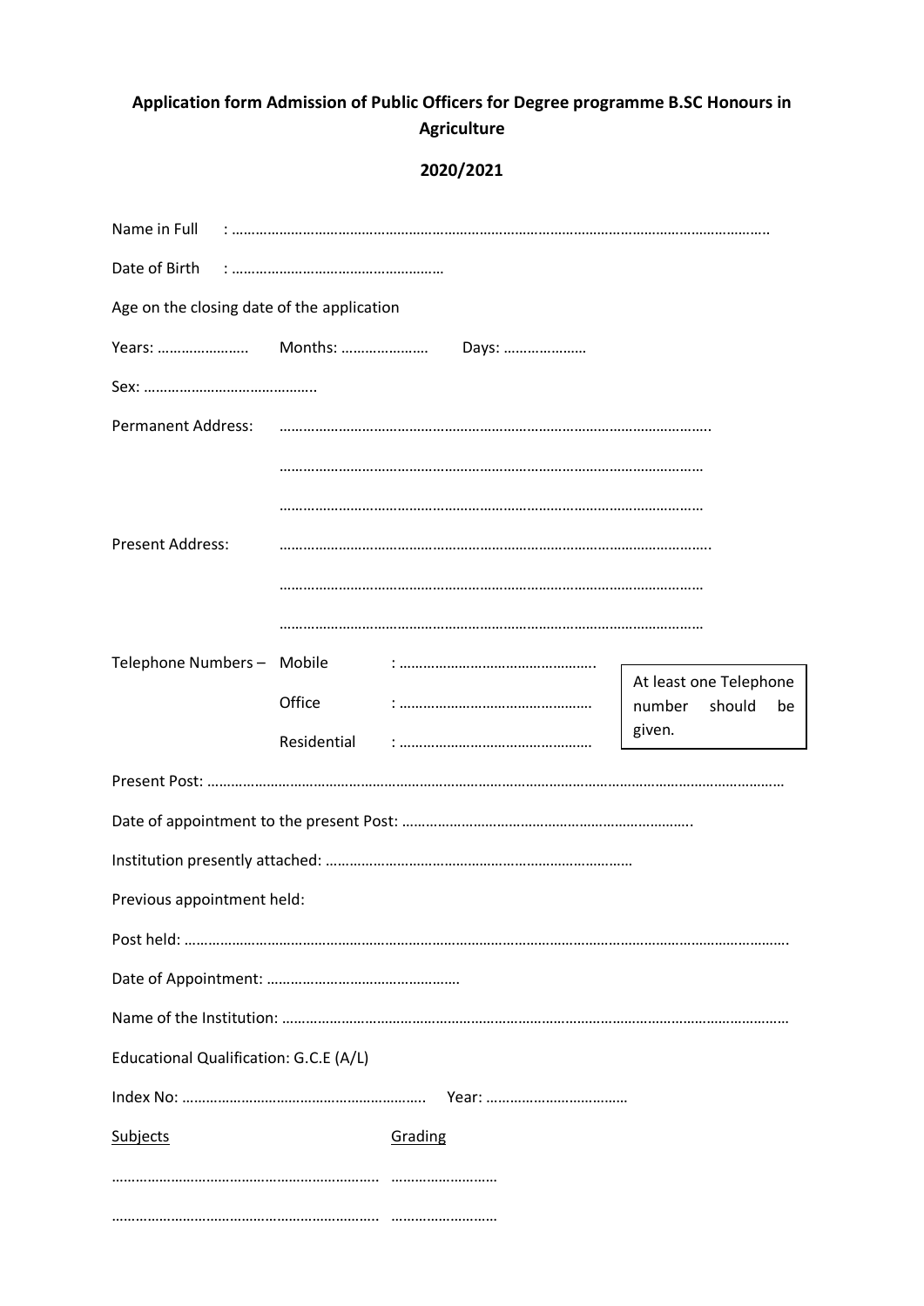**Application form Admission of Public Officers for Degree programme B.SC Honours in Agriculture**

**2020/2021**

Name in Full : ………………………………………………………………………………………………………………..

Date of Birth : ………………………………………………

Age on the closing date of the application

Years: ………………….. Months: …………………. Days: …………………

Sex: ……………………………………..

Permanent Address: ……………………………………………………………………………………………..

……………………………………………………………………………………………

……………………………………………………………………………………………

Present Address: ……………………………………………………………………………………………..

……………………………………………………………………………………………

……………………………………………………………………………………………

Telephone Numbers – Mobile : …………………………………………..

Office : …………………………………………

Residential : …………………………………………

At least one Telephone number should be given.

Present Post: ……………………………………………………………………………………………………………………………

Date of appointment to the present Post: ………………………………………………………………..

Institution presently attached: ……………………………………………………………………

Previous appointment held:

Post held: ……………………………………………………………………………………………………………………………….

Date of Appointment: …………………………………………

Name of the Institution: ……………………………………………………………………………………………………………

Educational Qualification: G.C.E (A/L)

Index No: ……………………………………………………. Year: ………………………………

<u>Subjects</u> <u>Grading</u>

………………………………………………………….. ………………………

………………………………………………………….. ………………………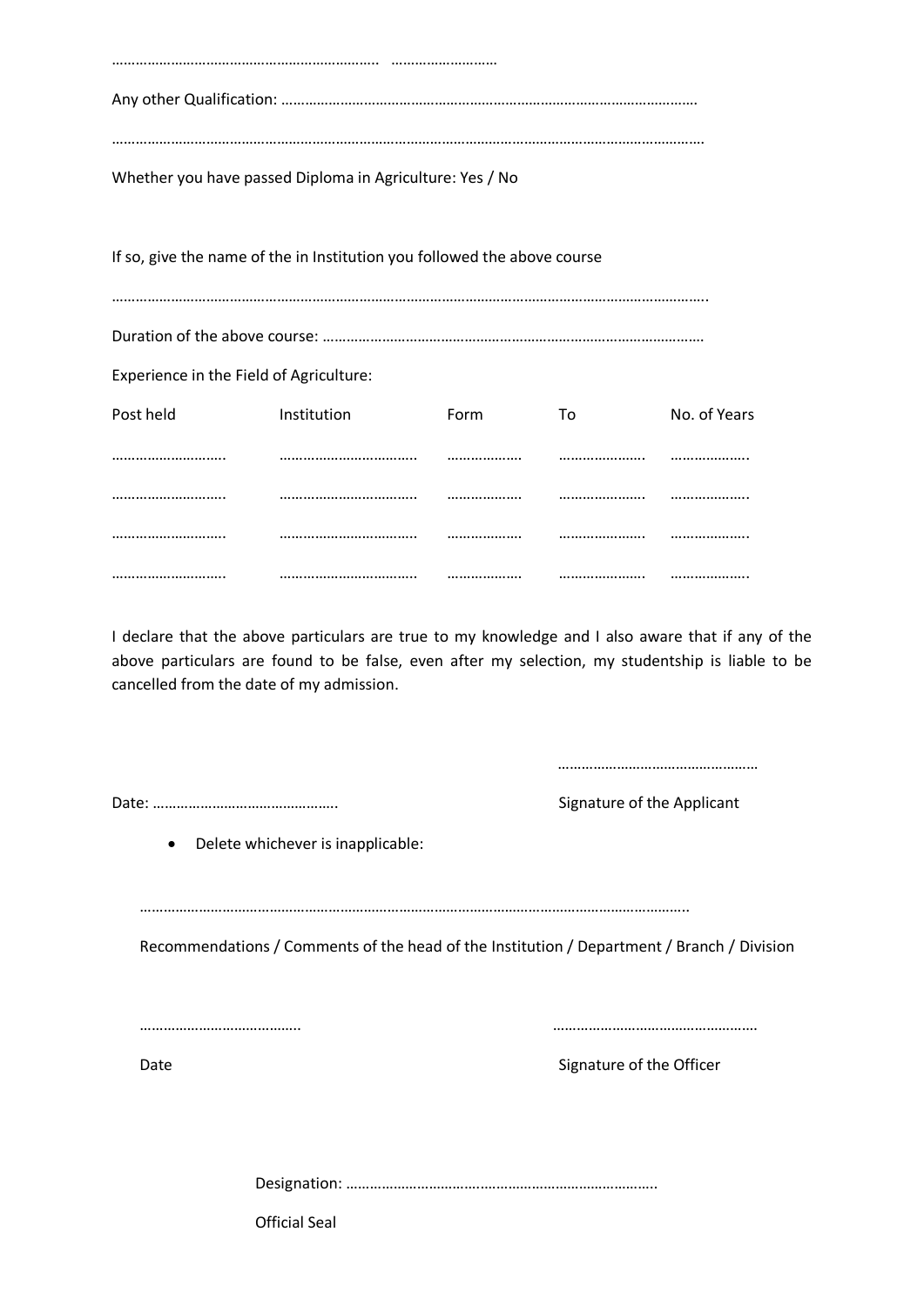…………………………………………………………. ………………………

Any other Qualification: ………………………………………………………………………………………………

……………………………………………………………………………………………………………………………………

Whether you have passed Diploma in Agriculture: Yes / No

If so, give the name of the in Institution you followed the above course

…………………………………………………………………………………………………………………………………….

Duration of the above course: ……………………………………………………………………………………

Experience in the Field of Agriculture:

| Post held | Institution | Form | To | No. of Years |
|---|---|---|---|---|
| ……………………….. | …………………………….. | ………………. | …………………. | ………………. |
| ……………………….. | …………………………….. | ………………. | …………………. | ………………. |
| ……………………….. | …………………………….. | ………………. | …………………. | ………………. |
| ……………………….. | …………………………….. | ………………. | …………………. | ………………. |

I declare that the above particulars are true to my knowledge and I also aware that if any of the above particulars are found to be false, even after my selection, my studentship is liable to be cancelled from the date of my admission.

……………………………………………

Date: ………………………………………. Signature of the Applicant

- Delete whichever is inapplicable:

……………………………………………………………………………………………………………………..

Recommendations / Comments of the head of the Institution / Department / Branch / Division

………………………………… ……………………………………………

Date Signature of the Officer

Designation: …………………………………………………………………….

Official Seal